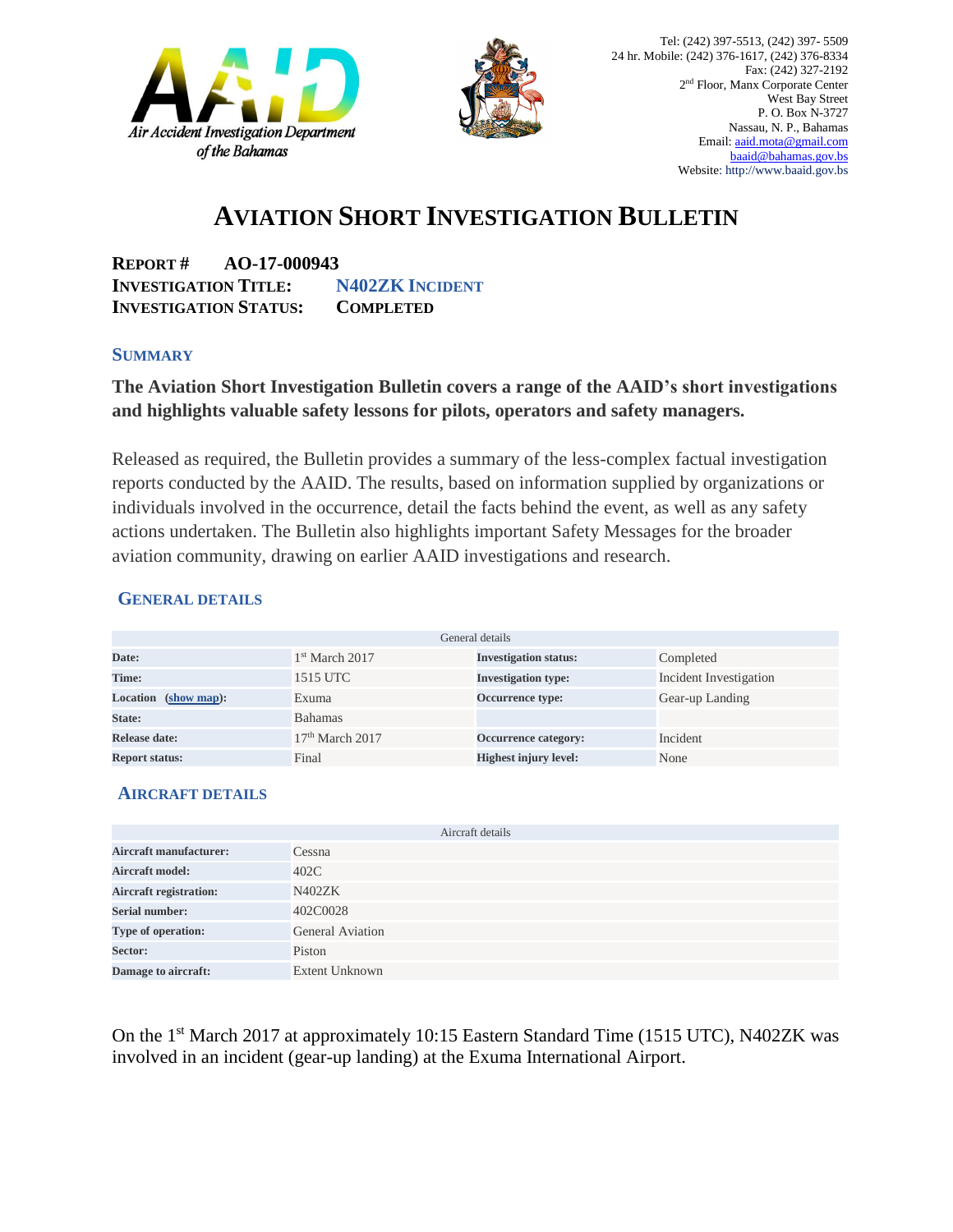Air Accident Investigation Department of the Bahamas

Tel: (242) 397-5513, (242) 397- 5509
24 hr. Mobile: (242) 376-1617, (242) 376-8334
Fax: (242) 327-2192
2nd Floor, Manx Corporate Center
West Bay Street
P. O. Box N-3727
Nassau, N. P., Bahamas
Email: aaid.mota@gmail.com
baaid@bahamas.gov.bs
Website: http://www.baaid.gov.bs

# AVIATION SHORT INVESTIGATION BULLETIN

**REPORT #** **AO-17-000943**
**INVESTIGATION TITLE:** **N402ZK INCIDENT**
**INVESTIGATION STATUS:** **COMPLETED**

## SUMMARY

**The Aviation Short Investigation Bulletin covers a range of the AAID's short investigations and highlights valuable safety lessons for pilots, operators and safety managers.**

Released as required, the Bulletin provides a summary of the less-complex factual investigation reports conducted by the AAID. The results, based on information supplied by organizations or individuals involved in the occurrence, detail the facts behind the event, as well as any safety actions undertaken. The Bulletin also highlights important Safety Messages for the broader aviation community, drawing on earlier AAID investigations and research.

## GENERAL DETAILS

| General details | | | |
|---|---|---|---|
| **Date:** | 1st March 2017 | **Investigation status:** | Completed |
| **Time:** | 1515 UTC | **Investigation type:** | Incident Investigation |
| **Location (show map):** | Exuma | **Occurrence type:** | Gear-up Landing |
| **State:** | Bahamas | | |
| **Release date:** | 17th March 2017 | **Occurrence category:** | Incident |
| **Report status:** | Final | **Highest injury level:** | None |

## AIRCRAFT DETAILS

| Aircraft details | |
|---|---|
| **Aircraft manufacturer:** | Cessna |
| **Aircraft model:** | 402C |
| **Aircraft registration:** | N402ZK |
| **Serial number:** | 402C0028 |
| **Type of operation:** | General Aviation |
| **Sector:** | Piston |
| **Damage to aircraft:** | Extent Unknown |

On the 1st March 2017 at approximately 10:15 Eastern Standard Time (1515 UTC), N402ZK was involved in an incident (gear-up landing) at the Exuma International Airport.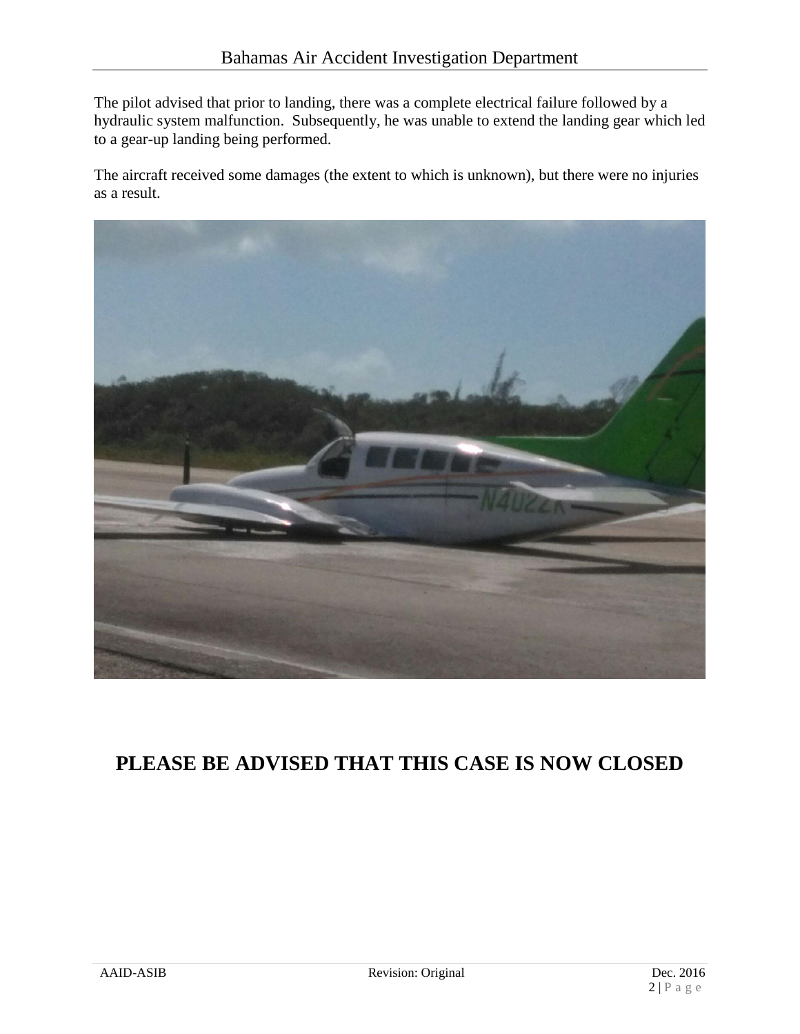The pilot advised that prior to landing, there was a complete electrical failure followed by a hydraulic system malfunction. Subsequently, he was unable to extend the landing gear which led to a gear-up landing being performed.

The aircraft received some damages (the extent to which is unknown), but there were no injuries as a result.

## PLEASE BE ADVISED THAT THIS CASE IS NOW CLOSED